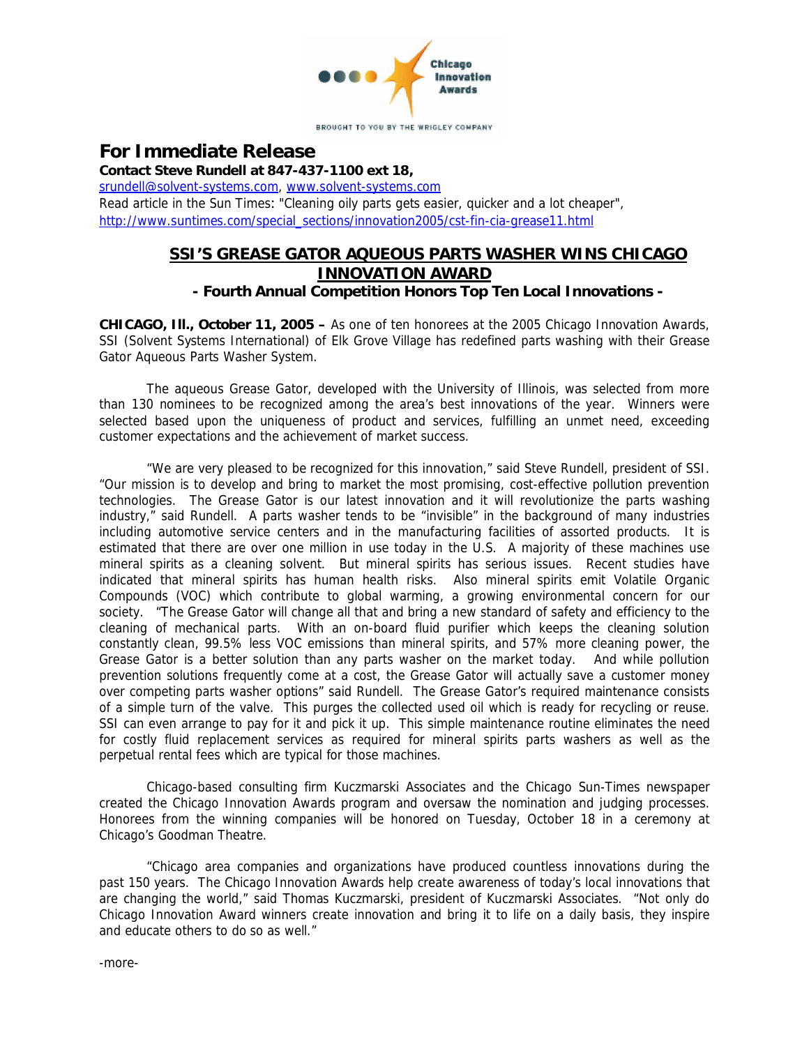Chicago Innovation Awards

BROUGHT TO YOU BY THE WRIGLEY COMPANY

# For Immediate Release

**Contact Steve Rundell at 847-437-1100 ext 18,**
srundell@solvent-systems.com, www.solvent-systems.com
Read article in the Sun Times: "Cleaning oily parts gets easier, quicker and a lot cheaper",
http://www.suntimes.com/special_sections/innovation2005/cst-fin-cia-grease11.html

## SSI'S GREASE GATOR AQUEOUS PARTS WASHER WINS CHICAGO INNOVATION AWARD

### - Fourth Annual Competition Honors Top Ten Local Innovations -

**CHICAGO, Ill., October 11, 2005 –** As one of ten honorees at the 2005 Chicago Innovation Awards, SSI (Solvent Systems International) of Elk Grove Village has redefined parts washing with their Grease Gator Aqueous Parts Washer System.

The aqueous Grease Gator, developed with the University of Illinois, was selected from more than 130 nominees to be recognized among the area's best innovations of the year. Winners were selected based upon the uniqueness of product and services, fulfilling an unmet need, exceeding customer expectations and the achievement of market success.

"We are very pleased to be recognized for this innovation," said Steve Rundell, president of SSI. "Our mission is to develop and bring to market the most promising, cost-effective pollution prevention technologies. The Grease Gator is our latest innovation and it will revolutionize the parts washing industry," said Rundell. A parts washer tends to be "invisible" in the background of many industries including automotive service centers and in the manufacturing facilities of assorted products. It is estimated that there are over one million in use today in the U.S. A majority of these machines use mineral spirits as a cleaning solvent. But mineral spirits has serious issues. Recent studies have indicated that mineral spirits has human health risks. Also mineral spirits emit Volatile Organic Compounds (VOC) which contribute to global warming, a growing environmental concern for our society. "The Grease Gator will change all that and bring a new standard of safety and efficiency to the cleaning of mechanical parts. With an on-board fluid purifier which keeps the cleaning solution constantly clean, 99.5% less VOC emissions than mineral spirits, and 57% more cleaning power, the Grease Gator is a better solution than any parts washer on the market today. And while pollution prevention solutions frequently come at a cost, the Grease Gator will actually save a customer money over competing parts washer options" said Rundell. The Grease Gator's required maintenance consists of a simple turn of the valve. This purges the collected used oil which is ready for recycling or reuse. SSI can even arrange to pay for it and pick it up. This simple maintenance routine eliminates the need for costly fluid replacement services as required for mineral spirits parts washers as well as the perpetual rental fees which are typical for those machines.

Chicago-based consulting firm Kuczmarski Associates and the Chicago Sun-Times newspaper created the Chicago Innovation Awards program and oversaw the nomination and judging processes. Honorees from the winning companies will be honored on Tuesday, October 18 in a ceremony at Chicago's Goodman Theatre.

"Chicago area companies and organizations have produced countless innovations during the past 150 years. The Chicago Innovation Awards help create awareness of today's local innovations that are changing the world," said Thomas Kuczmarski, president of Kuczmarski Associates. "Not only do Chicago Innovation Award winners create innovation and bring it to life on a daily basis, they inspire and educate others to do so as well."

-more-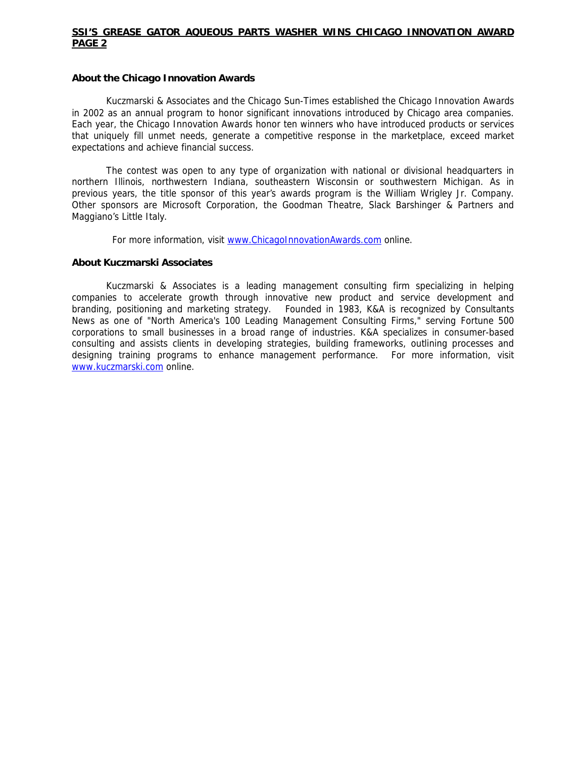## About the Chicago Innovation Awards

Kuczmarski & Associates and the Chicago Sun-Times established the Chicago Innovation Awards in 2002 as an annual program to honor significant innovations introduced by Chicago area companies. Each year, the Chicago Innovation Awards honor ten winners who have introduced products or services that uniquely fill unmet needs, generate a competitive response in the marketplace, exceed market expectations and achieve financial success.

The contest was open to any type of organization with national or divisional headquarters in northern Illinois, northwestern Indiana, southeastern Wisconsin or southwestern Michigan. As in previous years, the title sponsor of this year's awards program is the William Wrigley Jr. Company. Other sponsors are Microsoft Corporation, the Goodman Theatre, Slack Barshinger & Partners and Maggiano's Little Italy.

For more information, visit www.ChicagoInnovationAwards.com online.

## About Kuczmarski Associates

Kuczmarski & Associates is a leading management consulting firm specializing in helping companies to accelerate growth through innovative new product and service development and branding, positioning and marketing strategy. Founded in 1983, K&A is recognized by Consultants News as one of "North America's 100 Leading Management Consulting Firms," serving Fortune 500 corporations to small businesses in a broad range of industries. K&A specializes in consumer-based consulting and assists clients in developing strategies, building frameworks, outlining processes and designing training programs to enhance management performance. For more information, visit www.kuczmarski.com online.